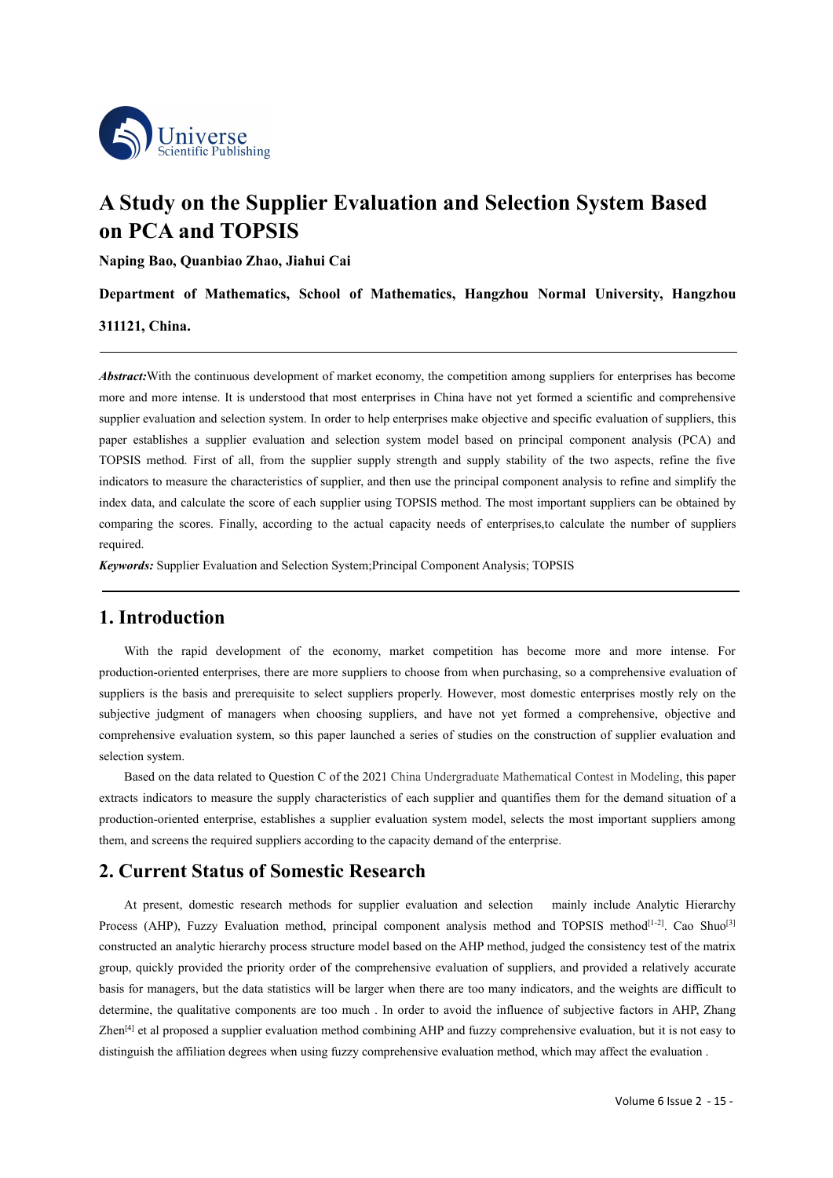# A Study on the Supplier Evaluation and Selection System Based on PCA and TOPSIS

**Naping Bao, Quanbiao Zhao, Jiahui Cai**

**Department of Mathematics, School of Mathematics, Hangzhou Normal University, Hangzhou 311121, China.**

***Abstract:*** With the continuous development of market economy, the competition among suppliers for enterprises has become more and more intense. It is understood that most enterprises in China have not yet formed a scientific and comprehensive supplier evaluation and selection system. In order to help enterprises make objective and specific evaluation of suppliers, this paper establishes a supplier evaluation and selection system model based on principal component analysis (PCA) and TOPSIS method. First of all, from the supplier supply strength and supply stability of the two aspects, refine the five indicators to measure the characteristics of supplier, and then use the principal component analysis to refine and simplify the index data, and calculate the score of each supplier using TOPSIS method. The most important suppliers can be obtained by comparing the scores. Finally, according to the actual capacity needs of enterprises,to calculate the number of suppliers required.

***Keywords:*** Supplier Evaluation and Selection System;Principal Component Analysis; TOPSIS

## 1. Introduction

With the rapid development of the economy, market competition has become more and more intense. For production-oriented enterprises, there are more suppliers to choose from when purchasing, so a comprehensive evaluation of suppliers is the basis and prerequisite to select suppliers properly. However, most domestic enterprises mostly rely on the subjective judgment of managers when choosing suppliers, and have not yet formed a comprehensive, objective and comprehensive evaluation system, so this paper launched a series of studies on the construction of supplier evaluation and selection system.

Based on the data related to Question C of the 2021 China Undergraduate Mathematical Contest in Modeling, this paper extracts indicators to measure the supply characteristics of each supplier and quantifies them for the demand situation of a production-oriented enterprise, establishes a supplier evaluation system model, selects the most important suppliers among them, and screens the required suppliers according to the capacity demand of the enterprise.

## 2. Current Status of Somestic Research

At present, domestic research methods for supplier evaluation and selection mainly include Analytic Hierarchy Process (AHP), Fuzzy Evaluation method, principal component analysis method and TOPSIS method[1-2]. Cao Shuo[3] constructed an analytic hierarchy process structure model based on the AHP method, judged the consistency test of the matrix group, quickly provided the priority order of the comprehensive evaluation of suppliers, and provided a relatively accurate basis for managers, but the data statistics will be larger when there are too many indicators, and the weights are difficult to determine, the qualitative components are too much . In order to avoid the influence of subjective factors in AHP, Zhang Zhen[4] et al proposed a supplier evaluation method combining AHP and fuzzy comprehensive evaluation, but it is not easy to distinguish the affiliation degrees when using fuzzy comprehensive evaluation method, which may affect the evaluation .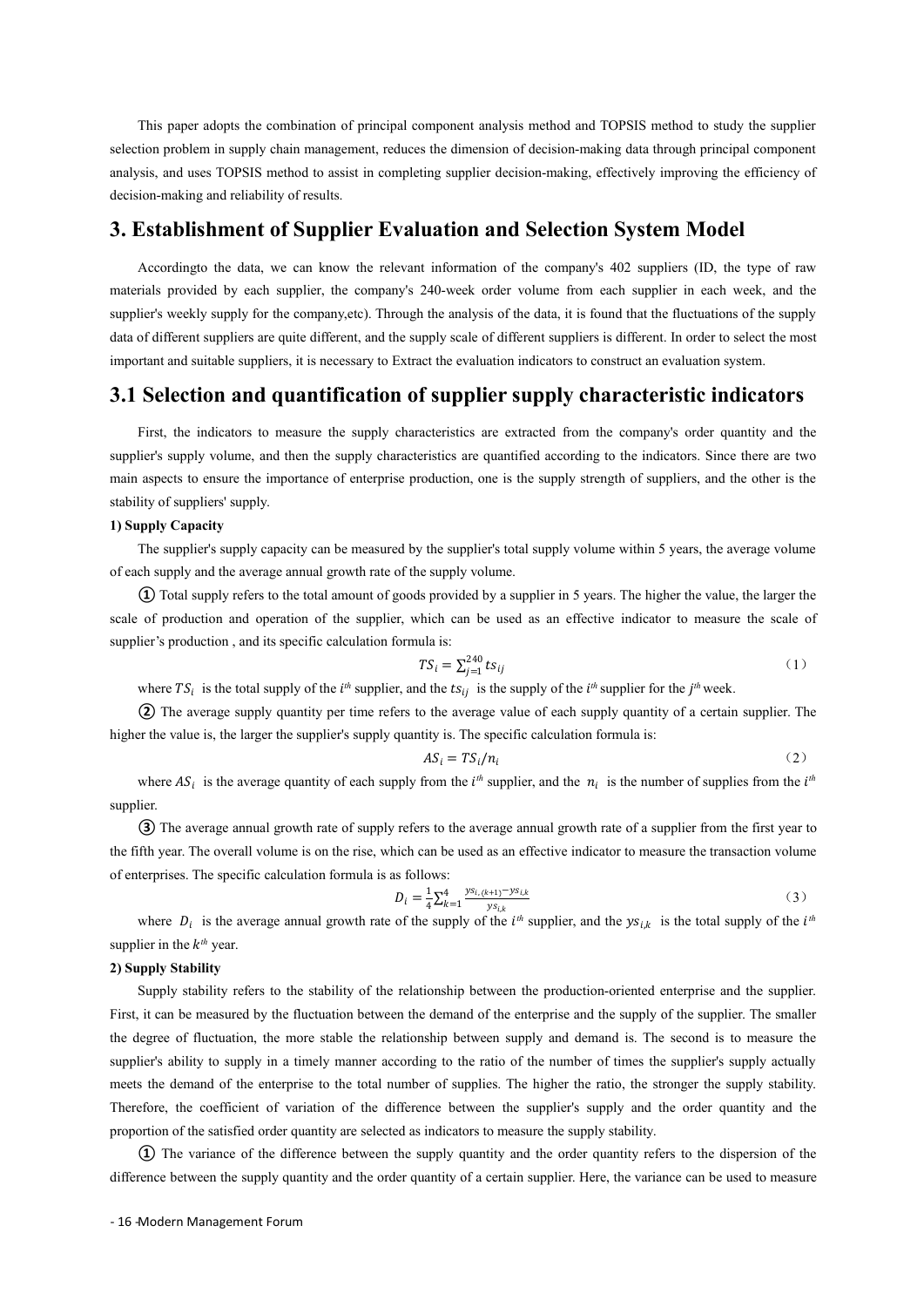This paper adopts the combination of principal component analysis method and TOPSIS method to study the supplier selection problem in supply chain management, reduces the dimension of decision-making data through principal component analysis, and uses TOPSIS method to assist in completing supplier decision-making, effectively improving the efficiency of decision-making and reliability of results.

# 3. Establishment of Supplier Evaluation and Selection System Model

Accordingto the data, we can know the relevant information of the company's 402 suppliers (ID, the type of raw materials provided by each supplier, the company's 240-week order volume from each supplier in each week, and the supplier's weekly supply for the company,etc). Through the analysis of the data, it is found that the fluctuations of the supply data of different suppliers are quite different, and the supply scale of different suppliers is different. In order to select the most important and suitable suppliers, it is necessary to Extract the evaluation indicators to construct an evaluation system.

## 3.1 Selection and quantification of supplier supply characteristic indicators

First, the indicators to measure the supply characteristics are extracted from the company's order quantity and the supplier's supply volume, and then the supply characteristics are quantified according to the indicators. Since there are two main aspects to ensure the importance of enterprise production, one is the supply strength of suppliers, and the other is the stability of suppliers' supply.

**1) Supply Capacity**

The supplier's supply capacity can be measured by the supplier's total supply volume within 5 years, the average volume of each supply and the average annual growth rate of the supply volume.

① Total supply refers to the total amount of goods provided by a supplier in 5 years. The higher the value, the larger the scale of production and operation of the supplier, which can be used as an effective indicator to measure the scale of supplier's production , and its specific calculation formula is:

$$TS_i = \sum_{j=1}^{240} ts_{ij} \tag{1}$$

where $TS_i$ is the total supply of the $i^{th}$ supplier, and the $ts_{ij}$ is the supply of the $i^{th}$ supplier for the $j^{th}$ week.

② The average supply quantity per time refers to the average value of each supply quantity of a certain supplier. The higher the value is, the larger the supplier's supply quantity is. The specific calculation formula is:

$$AS_i = TS_i / n_i \tag{2}$$

where $AS_i$ is the average quantity of each supply from the $i^{th}$ supplier, and the $n_i$ is the number of supplies from the $i^{th}$ supplier.

③ The average annual growth rate of supply refers to the average annual growth rate of a supplier from the first year to the fifth year. The overall volume is on the rise, which can be used as an effective indicator to measure the transaction volume of enterprises. The specific calculation formula is as follows:

$$D_i = \frac{1}{4}\sum_{k=1}^{4} \frac{ys_{i,(k+1)} - ys_{i,k}}{ys_{i,k}} \tag{3}$$

where $D_i$ is the average annual growth rate of the supply of the $i^{th}$ supplier, and the $ys_{i,k}$ is the total supply of the $i^{th}$ supplier in the $k^{th}$ year.

**2) Supply Stability**

Supply stability refers to the stability of the relationship between the production-oriented enterprise and the supplier. First, it can be measured by the fluctuation between the demand of the enterprise and the supply of the supplier. The smaller the degree of fluctuation, the more stable the relationship between supply and demand is. The second is to measure the supplier's ability to supply in a timely manner according to the ratio of the number of times the supplier's supply actually meets the demand of the enterprise to the total number of supplies. The higher the ratio, the stronger the supply stability. Therefore, the coefficient of variation of the difference between the supplier's supply and the order quantity and the proportion of the satisfied order quantity are selected as indicators to measure the supply stability.

① The variance of the difference between the supply quantity and the order quantity refers to the dispersion of the difference between the supply quantity and the order quantity of a certain supplier. Here, the variance can be used to measure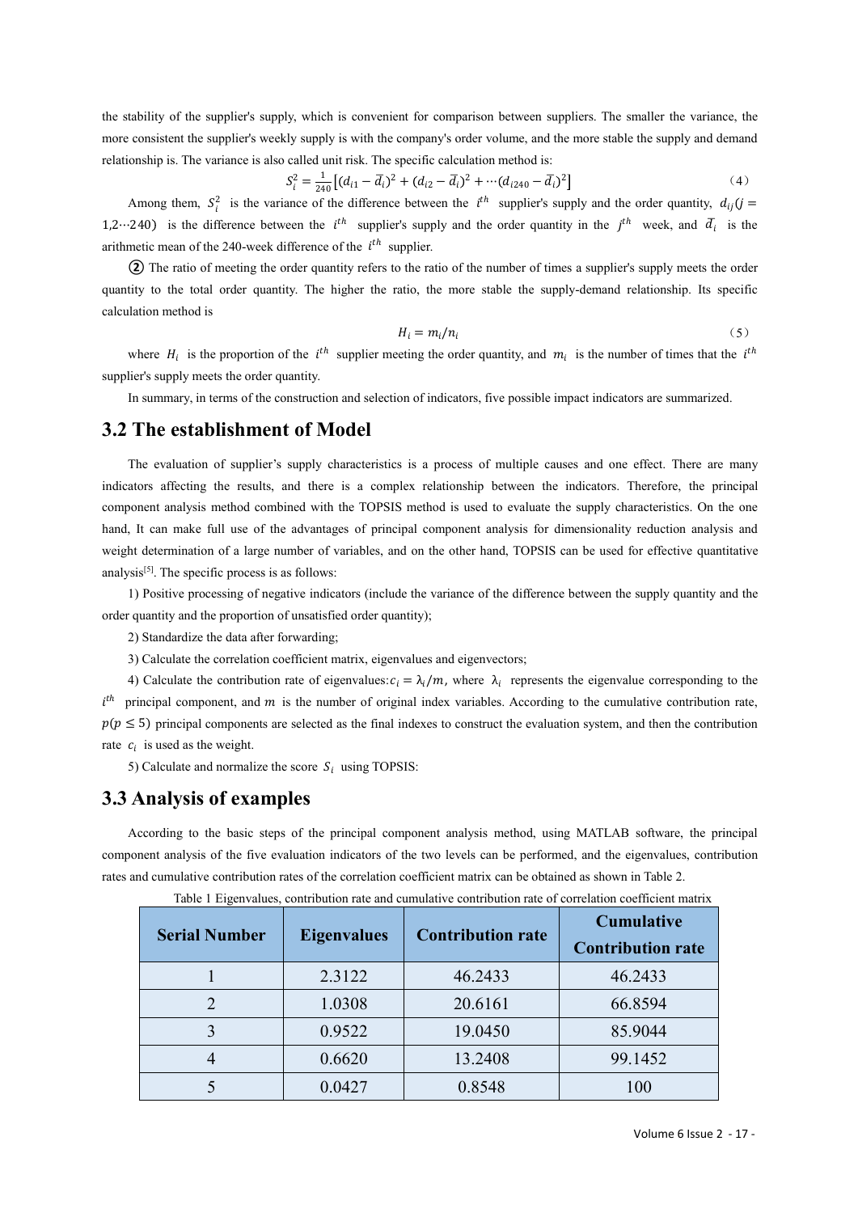the stability of the supplier's supply, which is convenient for comparison between suppliers. The smaller the variance, the more consistent the supplier's weekly supply is with the company's order volume, and the more stable the supply and demand relationship is. The variance is also called unit risk. The specific calculation method is:

$$S_i^2 = \frac{1}{240}\left[(d_{i1} - \bar{d}_i)^2 + (d_{i2} - \bar{d}_i)^2 + \cdots (d_{i240} - \bar{d}_i)^2\right] \quad (4)$$

Among them, $S_i^2$ is the variance of the difference between the $i^{th}$ supplier's supply and the order quantity, $d_{ij}(j = 1,2 \cdots 240)$ is the difference between the $i^{th}$ supplier's supply and the order quantity in the $j^{th}$ week, and $\bar{d}_i$ is the arithmetic mean of the 240-week difference of the $i^{th}$ supplier.

② The ratio of meeting the order quantity refers to the ratio of the number of times a supplier's supply meets the order quantity to the total order quantity. The higher the ratio, the more stable the supply-demand relationship. Its specific calculation method is

$$H_i = m_i / n_i \quad (5)$$

where $H_i$ is the proportion of the $i^{th}$ supplier meeting the order quantity, and $m_i$ is the number of times that the $i^{th}$ supplier's supply meets the order quantity.

In summary, in terms of the construction and selection of indicators, five possible impact indicators are summarized.

## 3.2 The establishment of Model

The evaluation of supplier's supply characteristics is a process of multiple causes and one effect. There are many indicators affecting the results, and there is a complex relationship between the indicators. Therefore, the principal component analysis method combined with the TOPSIS method is used to evaluate the supply characteristics. On the one hand, It can make full use of the advantages of principal component analysis for dimensionality reduction analysis and weight determination of a large number of variables, and on the other hand, TOPSIS can be used for effective quantitative analysis[5]. The specific process is as follows:

1) Positive processing of negative indicators (include the variance of the difference between the supply quantity and the order quantity and the proportion of unsatisfied order quantity);

2) Standardize the data after forwarding;

3) Calculate the correlation coefficient matrix, eigenvalues and eigenvectors;

4) Calculate the contribution rate of eigenvalues: $c_i = \lambda_i / m$, where $\lambda_i$ represents the eigenvalue corresponding to the $i^{th}$ principal component, and $m$ is the number of original index variables. According to the cumulative contribution rate, $p(p \leq 5)$ principal components are selected as the final indexes to construct the evaluation system, and then the contribution rate $c_i$ is used as the weight.

5) Calculate and normalize the score $S_i$ using TOPSIS:

## 3.3 Analysis of examples

According to the basic steps of the principal component analysis method, using MATLAB software, the principal component analysis of the five evaluation indicators of the two levels can be performed, and the eigenvalues, contribution rates and cumulative contribution rates of the correlation coefficient matrix can be obtained as shown in Table 2.

Table 1 Eigenvalues, contribution rate and cumulative contribution rate of correlation coefficient matrix

| Serial Number | Eigenvalues | Contribution rate | Cumulative Contribution rate |
|---|---|---|---|
| 1 | 2.3122 | 46.2433 | 46.2433 |
| 2 | 1.0308 | 20.6161 | 66.8594 |
| 3 | 0.9522 | 19.0450 | 85.9044 |
| 4 | 0.6620 | 13.2408 | 99.1452 |
| 5 | 0.0427 | 0.8548 | 100 |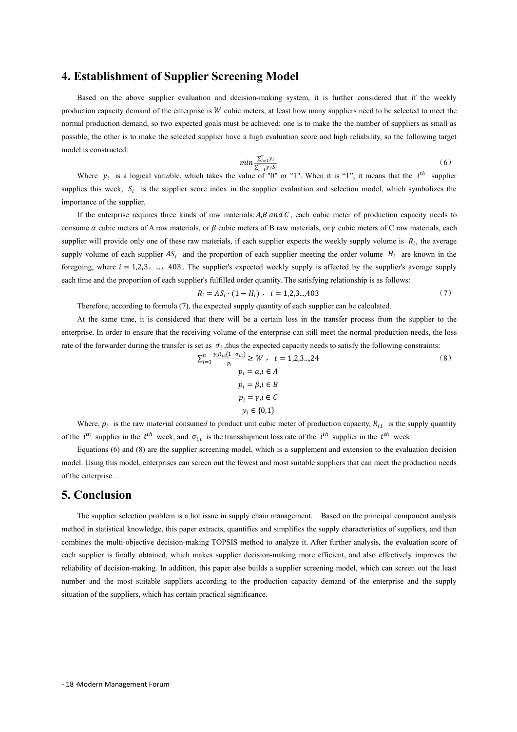## 4. Establishment of Supplier Screening Model

Based on the above supplier evaluation and decision-making system, it is further considered that if the weekly production capacity demand of the enterprise is $W$ cubic meters, at least how many suppliers need to be selected to meet the normal production demand, so two expected goals must be achieved: one is to make the the number of suppliers as small as possible; the other is to make the selected supplier have a high evaluation score and high reliability, so the following target model is constructed:

$$min\frac{\sum_{i=1}^{n}y_i}{\sum_{i=1}^{n}y_i S_i} \tag{6}$$

Where $y_i$ is a logical variable, which takes the value of "0" or "1". When it is "1", it means that the $i^{th}$ supplier supplies this week; $S_i$ is the supplier score index in the supplier evaluation and selection model, which symbolizes the importance of the supplier.

If the enterprise requires three kinds of raw materials: $A, B$ and $C$, each cubic meter of production capacity needs to consume $\alpha$ cubic meters of A raw materials, or $\beta$ cubic meters of B raw materials, or $\gamma$ cubic meters of C raw materials, each supplier will provide only one of these raw materials, if each supplier expects the weekly supply volume is $R_i$, the average supply volume of each supplier $AS_i$ and the proportion of each supplier meeting the order volume $H_i$ are known in the foregoing, where $i = 1,2,3, \ldots, 403$. The supplier's expected weekly supply is affected by the supplier's average supply each time and the proportion of each supplier's fulfilled order quantity. The satisfying relationship is as follows:

$$R_i = AS_i \cdot (1 - H_i), \quad i = 1,2,3 \ldots, 403 \tag{7}$$

Therefore, according to formula (7), the expected supply quantity of each supplier can be calculated.

At the same time, it is considered that there will be a certain loss in the transfer process from the supplier to the enterprise. In order to ensure that the receiving volume of the enterprise can still meet the normal production needs, the loss rate of the forwarder during the transfer is set as $\sigma_i$, thus the expected capacity needs to satisfy the following constraints:

$$\sum_{i=1}^{n}\frac{y_i R_{i,t}(1-\sigma_{i,t})}{p_i} \geq W, \quad t = 1,2,3 \ldots, 24 \tag{8}$$

$$p_i = \alpha, i \in A$$

$$p_i = \beta, i \in B$$

$$p_i = \gamma, i \in C$$

$$y_i \in \{0,1\}$$

Where, $p_i$ is the raw material consumed to product unit cubic meter of production capacity, $R_{i,t}$ is the supply quantity of the $i^{th}$ supplier in the $t^{th}$ week, and $\sigma_{i,t}$ is the transshipment loss rate of the $i^{th}$ supplier in the $t^{th}$ week.

Equations (6) and (8) are the supplier screening model, which is a supplement and extension to the evaluation decision model. Using this model, enterprises can screen out the fewest and most suitable suppliers that can meet the production needs of the enterprise. .

## 5. Conclusion

The supplier selection problem is a hot issue in supply chain management. Based on the principal component analysis method in statistical knowledge, this paper extracts, quantifies and simplifies the supply characteristics of suppliers, and then combines the multi-objective decision-making TOPSIS method to analyze it. After further analysis, the evaluation score of each supplier is finally obtained, which makes supplier decision-making more efficient, and also effectively improves the reliability of decision-making. In addition, this paper also builds a supplier screening model, which can screen out the least number and the most suitable suppliers according to the production capacity demand of the enterprise and the supply situation of the suppliers, which has certain practical significance.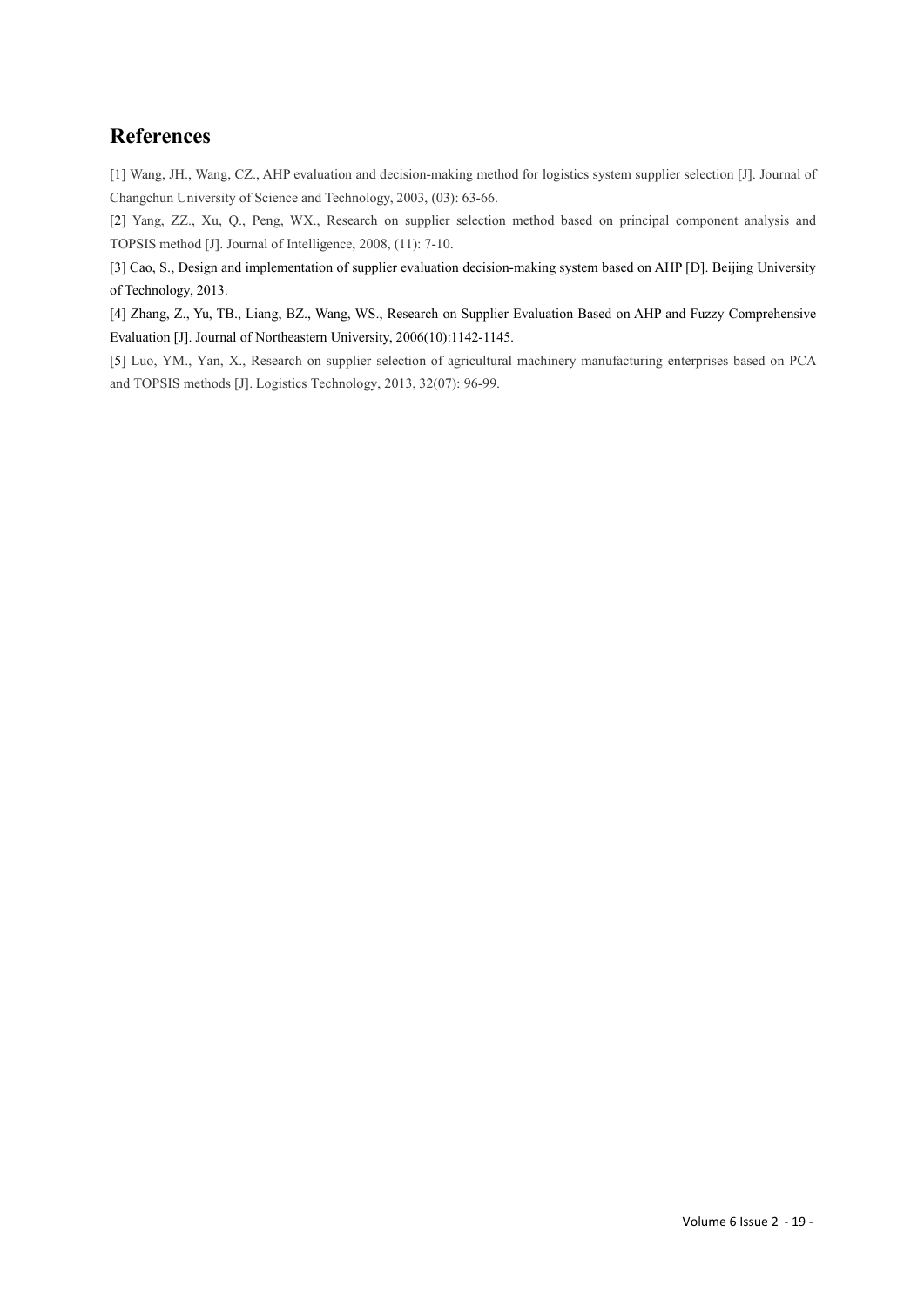## References

[1] Wang, JH., Wang, CZ., AHP evaluation and decision-making method for logistics system supplier selection [J]. Journal of Changchun University of Science and Technology, 2003, (03): 63-66.

[2] Yang, ZZ., Xu, Q., Peng, WX., Research on supplier selection method based on principal component analysis and TOPSIS method [J]. Journal of Intelligence, 2008, (11): 7-10.

[3] Cao, S., Design and implementation of supplier evaluation decision-making system based on AHP [D]. Beijing University of Technology, 2013.

[4] Zhang, Z., Yu, TB., Liang, BZ., Wang, WS., Research on Supplier Evaluation Based on AHP and Fuzzy Comprehensive Evaluation [J]. Journal of Northeastern University, 2006(10):1142-1145.

[5] Luo, YM., Yan, X., Research on supplier selection of agricultural machinery manufacturing enterprises based on PCA and TOPSIS methods [J]. Logistics Technology, 2013, 32(07): 96-99.